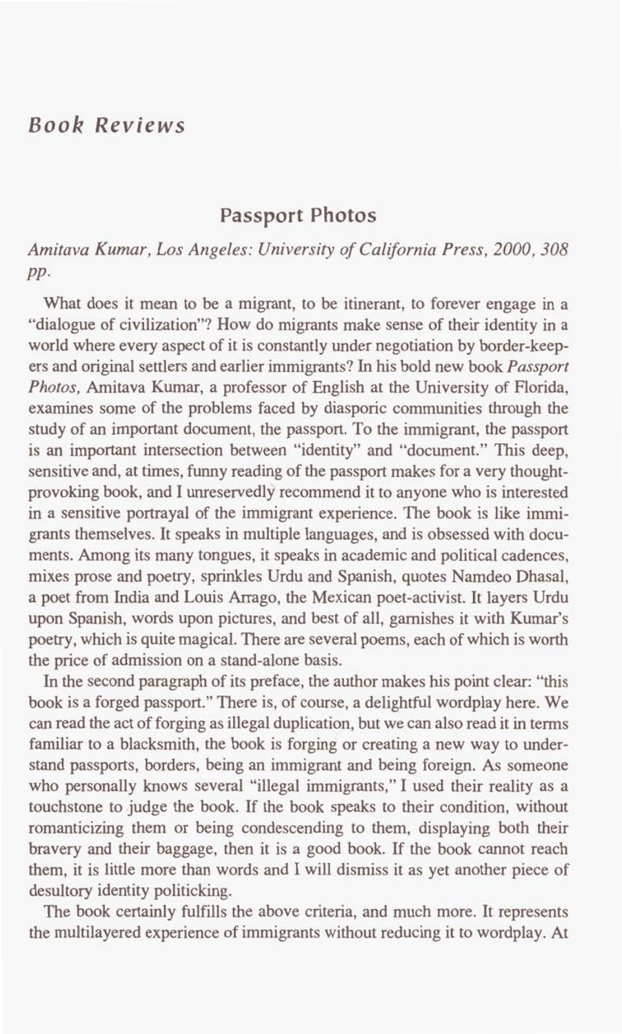# Book Reviews

## Passport Photos

*Amitava Kumar, Los Angeles: University of California Press, 2000, 308 pp.*

What does it mean to be a migrant, to be itinerant, to forever engage in a "dialogue of civilization"? How do migrants make sense of their identity in a world where every aspect of it is constantly under negotiation by border-keepers and original settlers and earlier immigrants? In his bold new book *Passport Photos*, Amitava Kumar, a professor of English at the University of Florida, examines some of the problems faced by diasporic communities through the study of an important document, the passport. To the immigrant, the passport is an important intersection between "identity" and "document." This deep, sensitive and, at times, funny reading of the passport makes for a very thought-provoking book, and I unreservedly recommend it to anyone who is interested in a sensitive portrayal of the immigrant experience. The book is like immigrants themselves. It speaks in multiple languages, and is obsessed with documents. Among its many tongues, it speaks in academic and political cadences, mixes prose and poetry, sprinkles Urdu and Spanish, quotes Namdeo Dhasal, a poet from India and Louis Arrago, the Mexican poet-activist. It layers Urdu upon Spanish, words upon pictures, and best of all, garnishes it with Kumar's poetry, which is quite magical. There are several poems, each of which is worth the price of admission on a stand-alone basis.

In the second paragraph of its preface, the author makes his point clear: "this book is a forged passport." There is, of course, a delightful wordplay here. We can read the act of forging as illegal duplication, but we can also read it in terms familiar to a blacksmith, the book is forging or creating a new way to understand passports, borders, being an immigrant and being foreign. As someone who personally knows several "illegal immigrants," I used their reality as a touchstone to judge the book. If the book speaks to their condition, without romanticizing them or being condescending to them, displaying both their bravery and their baggage, then it is a good book. If the book cannot reach them, it is little more than words and I will dismiss it as yet another piece of desultory identity politicking.

The book certainly fulfills the above criteria, and much more. It represents the multilayered experience of immigrants without reducing it to wordplay. At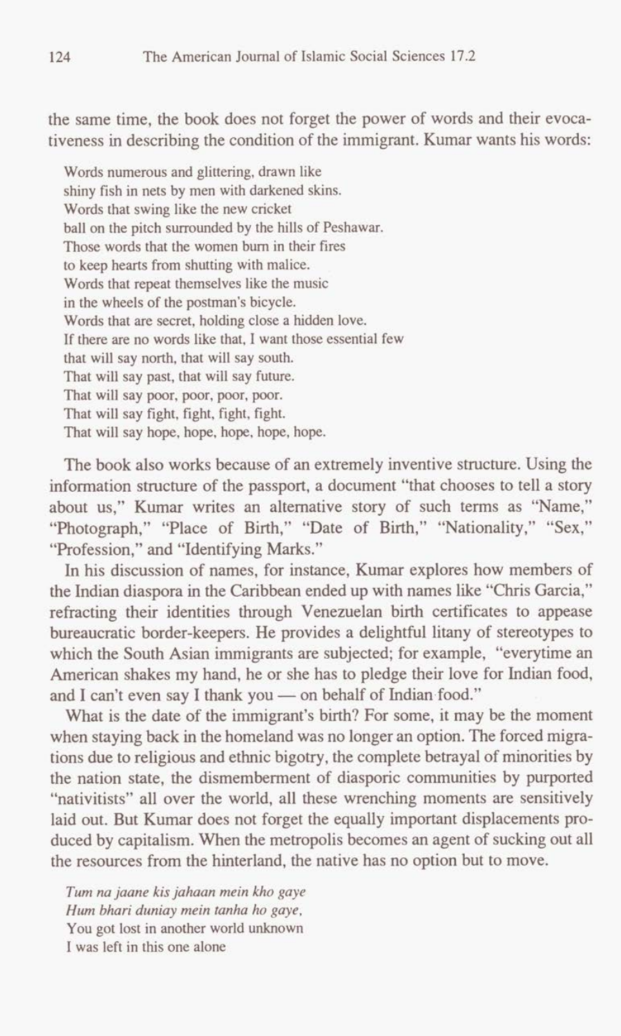the same time, the book does not forget the power of words and their evocativeness in describing the condition of the immigrant. Kumar wants his words:

> Words numerous and glittering, drawn like
> shiny fish in nets by men with darkened skins.
> Words that swing like the new cricket
> ball on the pitch surrounded by the hills of Peshawar.
> Those words that the women burn in their fires
> to keep hearts from shutting with malice.
> Words that repeat themselves like the music
> in the wheels of the postman's bicycle.
> Words that are secret, holding close a hidden love.
> If there are no words like that, I want those essential few
> that will say north, that will say south.
> That will say past, that will say future.
> That will say poor, poor, poor, poor.
> That will say fight, fight, fight, fight.
> That will say hope, hope, hope, hope, hope.

The book also works because of an extremely inventive structure. Using the information structure of the passport, a document "that chooses to tell a story about us," Kumar writes an alternative story of such terms as "Name," "Photograph," "Place of Birth," "Date of Birth," "Nationality," "Sex," "Profession," and "Identifying Marks."

In his discussion of names, for instance, Kumar explores how members of the Indian diaspora in the Caribbean ended up with names like "Chris Garcia," refracting their identities through Venezuelan birth certificates to appease bureaucratic border-keepers. He provides a delightful litany of stereotypes to which the South Asian immigrants are subjected; for example, "everytime an American shakes my hand, he or she has to pledge their love for Indian food, and I can't even say I thank you — on behalf of Indian food."

What is the date of the immigrant's birth? For some, it may be the moment when staying back in the homeland was no longer an option. The forced migrations due to religious and ethnic bigotry, the complete betrayal of minorities by the nation state, the dismemberment of diasporic communities by purported "nativitists" all over the world, all these wrenching moments are sensitively laid out. But Kumar does not forget the equally important displacements produced by capitalism. When the metropolis becomes an agent of sucking out all the resources from the hinterland, the native has no option but to move.

> *Tum na jaane kis jahaan mein kho gaye*
> *Hum bhari duniay mein tanha ho gaye,*
> You got lost in another world unknown
> I was left in this one alone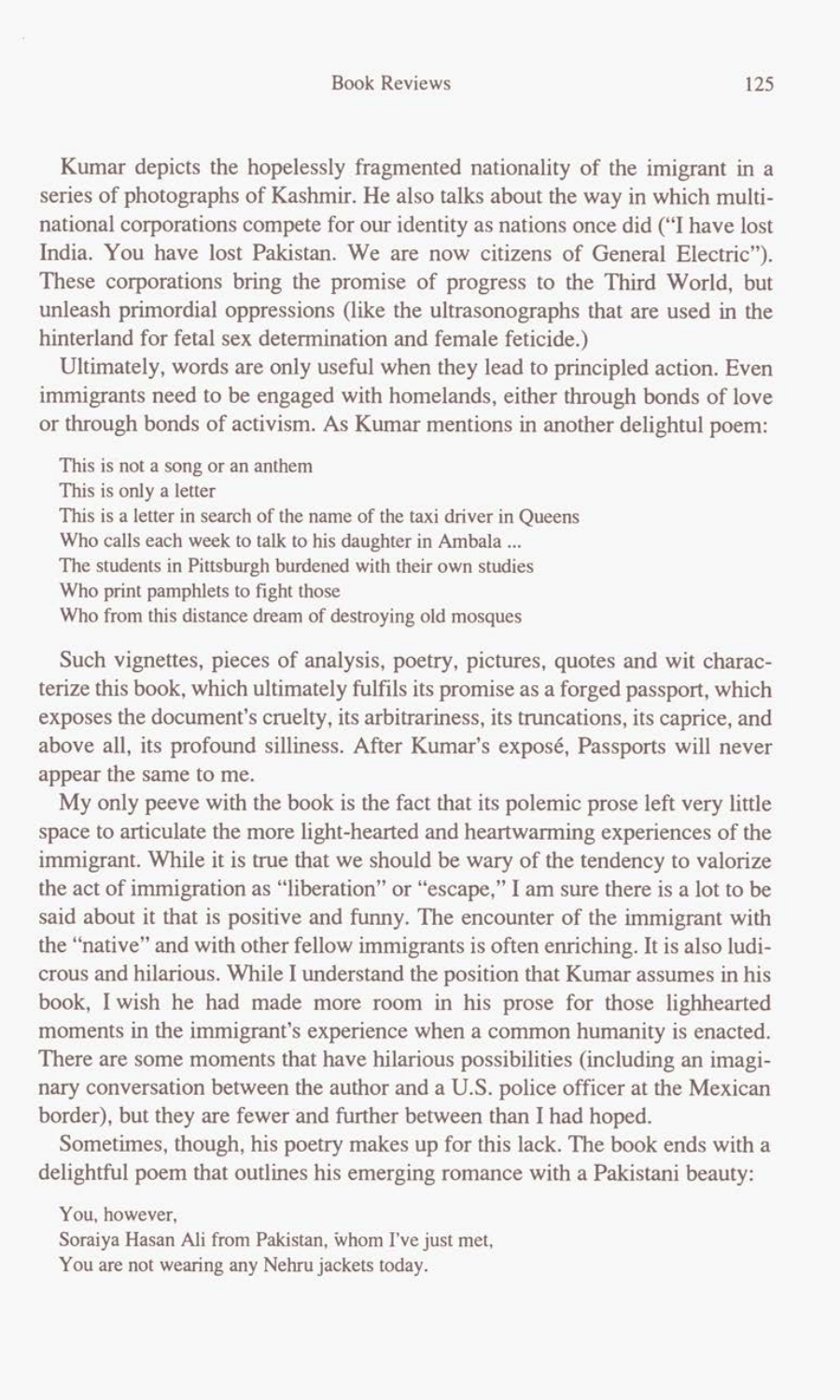Kumar depicts the hopelessly fragmented nationality of the imigrant in a series of photographs of Kashmir. He also talks about the way in which multinational corporations compete for our identity as nations once did ("I have lost India. You have lost Pakistan. We are now citizens of General Electric"). These corporations bring the promise of progress to the Third World, but unleash primordial oppressions (like the ultrasonographs that are used in the hinterland for fetal sex determination and female feticide.)

Ultimately, words are only useful when they lead to principled action. Even immigrants need to be engaged with homelands, either through bonds of love or through bonds of activism. As Kumar mentions in another delightul poem:

> This is not a song or an anthem
> This is only a letter
> This is a letter in search of the name of the taxi driver in Queens
> Who calls each week to talk to his daughter in Ambala ...
> The students in Pittsburgh burdened with their own studies
> Who print pamphlets to fight those
> Who from this distance dream of destroying old mosques

Such vignettes, pieces of analysis, poetry, pictures, quotes and wit characterize this book, which ultimately fulfils its promise as a forged passport, which exposes the document's cruelty, its arbitrariness, its truncations, its caprice, and above all, its profound silliness. After Kumar's exposé, Passports will never appear the same to me.

My only peeve with the book is the fact that its polemic prose left very little space to articulate the more light-hearted and heartwarming experiences of the immigrant. While it is true that we should be wary of the tendency to valorize the act of immigration as "liberation" or "escape," I am sure there is a lot to be said about it that is positive and funny. The encounter of the immigrant with the "native" and with other fellow immigrants is often enriching. It is also ludicrous and hilarious. While I understand the position that Kumar assumes in his book, I wish he had made more room in his prose for those lighhearted moments in the immigrant's experience when a common humanity is enacted. There are some moments that have hilarious possibilities (including an imaginary conversation between the author and a U.S. police officer at the Mexican border), but they are fewer and further between than I had hoped.

Sometimes, though, his poetry makes up for this lack. The book ends with a delightful poem that outlines his emerging romance with a Pakistani beauty:

> You, however,
> Soraiya Hasan Ali from Pakistan, whom I've just met,
> You are not wearing any Nehru jackets today.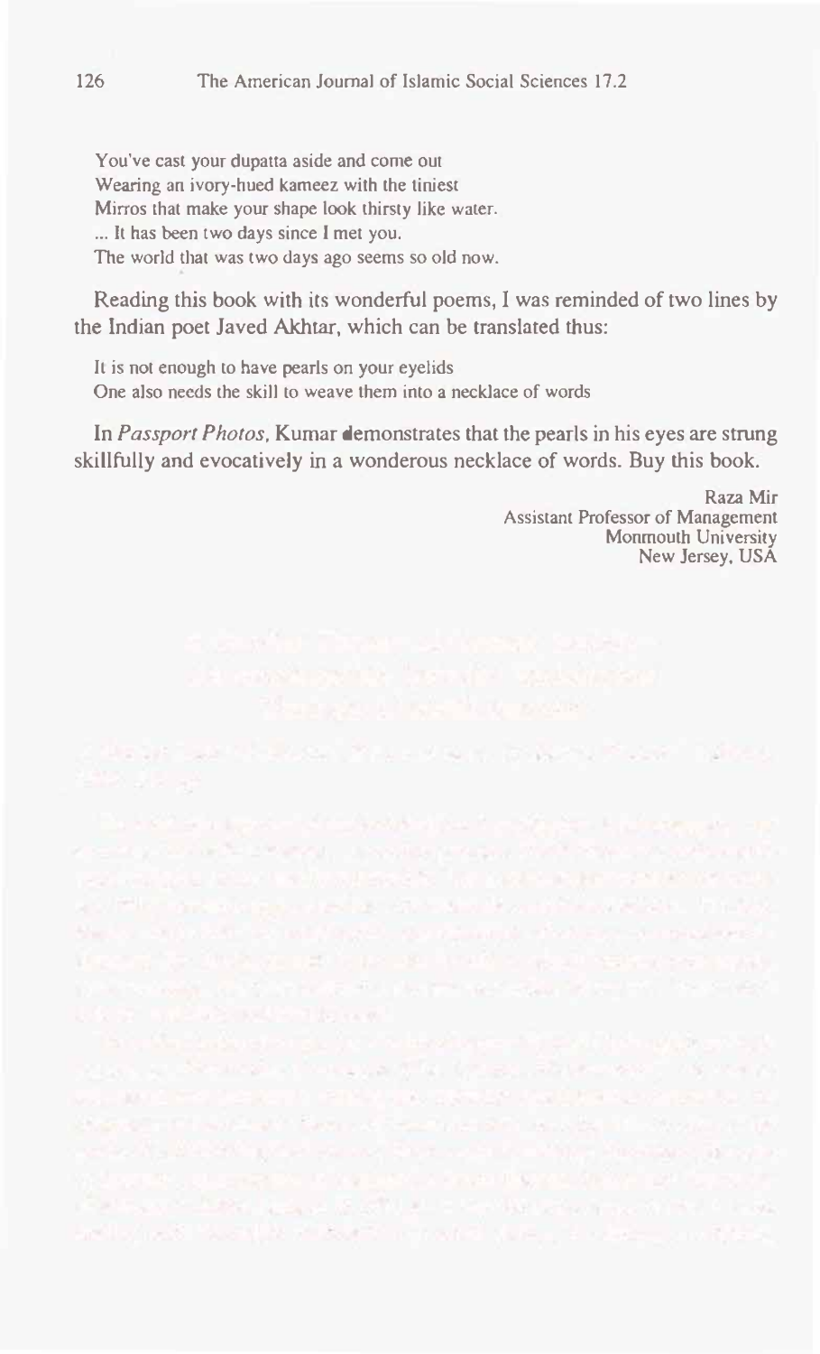You've cast your dupatta aside and come out
Wearing an ivory-hued kameez with the tiniest
Mirros that make your shape look thirsty like water.
... It has been two days since I met you.
The world that was two days ago seems so old now.

Reading this book with its wonderful poems, I was reminded of two lines by the Indian poet Javed Akhtar, which can be translated thus:

It is not enough to have pearls on your eyelids
One also needs the skill to weave them into a necklace of words

In *Passport Photos*, Kumar demonstrates that the pearls in his eyes are strung skillfully and evocatively in a wonderous necklace of words. Buy this book.

Raza Mir
Assistant Professor of Management
Monmouth University
New Jersey, USA